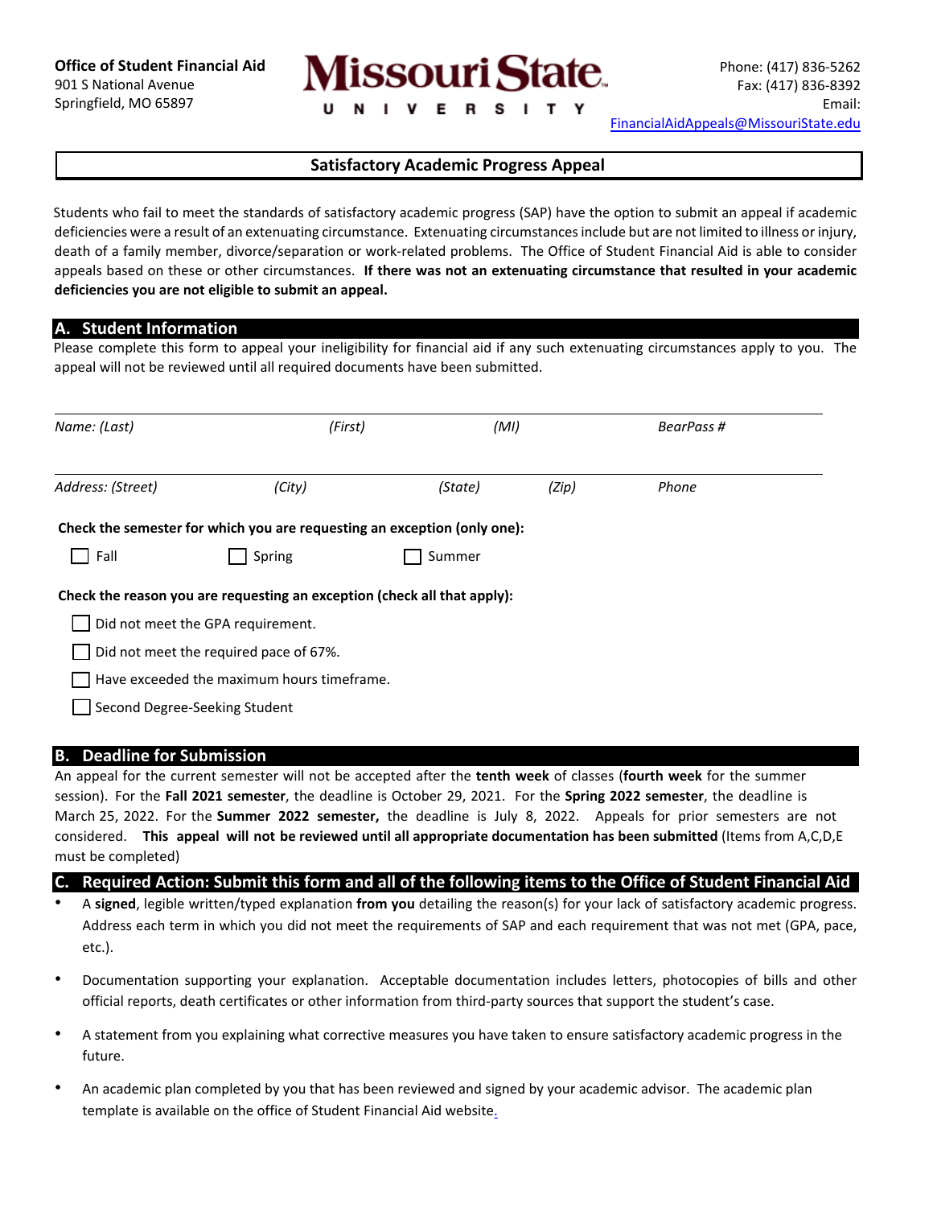**Office of Student Financial Aid**
901 S National Avenue
Springfield, MO 65897

**Missouri State**
U N I V E R S I T Y

Phone: (417) 836-5262
Fax: (417) 836-8392
Email:
FinancialAidAppeals@MissouriState.edu

# Satisfactory Academic Progress Appeal

Students who fail to meet the standards of satisfactory academic progress (SAP) have the option to submit an appeal if academic deficiencies were a result of an extenuating circumstance. Extenuating circumstances include but are not limited to illness or injury, death of a family member, divorce/separation or work-related problems. The Office of Student Financial Aid is able to consider appeals based on these or other circumstances. **If there was not an extenuating circumstance that resulted in your academic deficiencies you are not eligible to submit an appeal.**

## A. Student Information

Please complete this form to appeal your ineligibility for financial aid if any such extenuating circumstances apply to you. The appeal will not be reviewed until all required documents have been submitted.

*Name: (Last)* _______________ *(First)* _______________ *(MI)* _______________ *BearPass #* _______________

*Address: (Street)* _______________ *(City)* _______________ *(State)* _______________ *(Zip)* _______________ *Phone* _______________

**Check the semester for which you are requesting an exception (only one):**

☐ Fall ☐ Spring ☐ Summer

**Check the reason you are requesting an exception (check all that apply):**

☐ Did not meet the GPA requirement.

☐ Did not meet the required pace of 67%.

☐ Have exceeded the maximum hours timeframe.

☐ Second Degree-Seeking Student

## B. Deadline for Submission

An appeal for the current semester will not be accepted after the **tenth week** of classes (**fourth week** for the summer session). For the **Fall 2021 semester**, the deadline is October 29, 2021. For the **Spring 2022 semester**, the deadline is March 25, 2022. For the **Summer 2022 semester,** the deadline is July 8, 2022. Appeals for prior semesters are not considered. **This appeal will not be reviewed until all appropriate documentation has been submitted** (Items from A,C,D,E must be completed)

## C. Required Action: Submit this form and all of the following items to the Office of Student Financial Aid

- A **signed**, legible written/typed explanation **from you** detailing the reason(s) for your lack of satisfactory academic progress. Address each term in which you did not meet the requirements of SAP and each requirement that was not met (GPA, pace, etc.).
- Documentation supporting your explanation. Acceptable documentation includes letters, photocopies of bills and other official reports, death certificates or other information from third-party sources that support the student's case.
- A statement from you explaining what corrective measures you have taken to ensure satisfactory academic progress in the future.
- An academic plan completed by you that has been reviewed and signed by your academic advisor. The academic plan template is available on the office of Student Financial Aid website.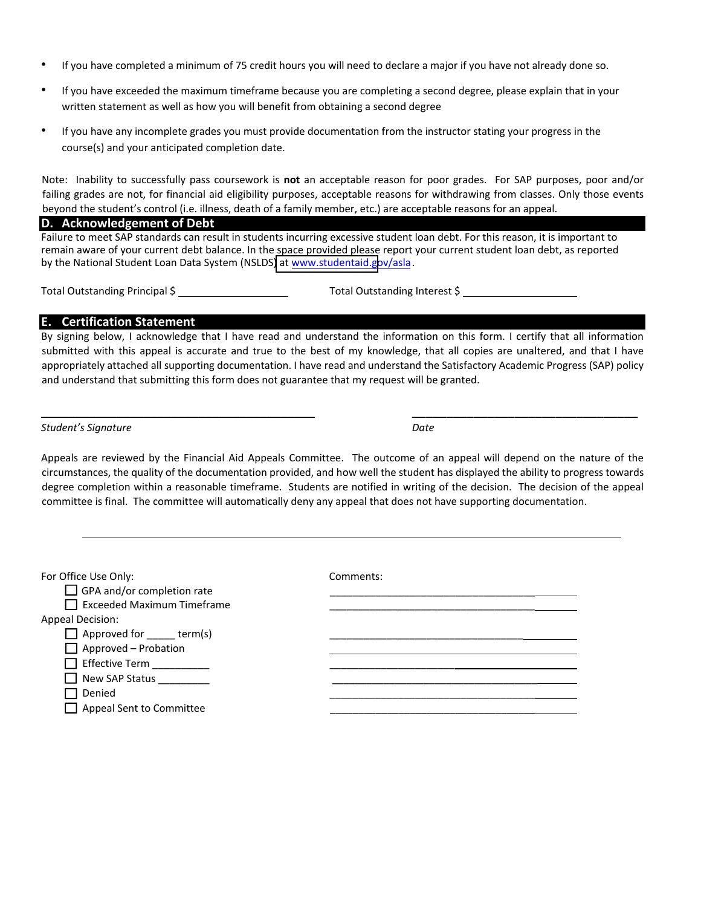- If you have completed a minimum of 75 credit hours you will need to declare a major if you have not already done so.
- If you have exceeded the maximum timeframe because you are completing a second degree, please explain that in your written statement as well as how you will benefit from obtaining a second degree
- If you have any incomplete grades you must provide documentation from the instructor stating your progress in the course(s) and your anticipated completion date.

Note: Inability to successfully pass coursework is **not** an acceptable reason for poor grades. For SAP purposes, poor and/or failing grades are not, for financial aid eligibility purposes, acceptable reasons for withdrawing from classes. Only those events beyond the student's control (i.e. illness, death of a family member, etc.) are acceptable reasons for an appeal.

## D. Acknowledgement of Debt

Failure to meet SAP standards can result in students incurring excessive student loan debt. For this reason, it is important to remain aware of your current debt balance. In the space provided please report your current student loan debt, as reported by the National Student Loan Data System (NSLDS) at www.studentaid.gov/asla.

Total Outstanding Principal $ ____________________ Total Outstanding Interest $ ____________________

## E. Certification Statement

By signing below, I acknowledge that I have read and understand the information on this form. I certify that all information submitted with this appeal is accurate and true to the best of my knowledge, that all copies are unaltered, and that I have appropriately attached all supporting documentation. I have read and understand the Satisfactory Academic Progress (SAP) policy and understand that submitting this form does not guarantee that my request will be granted.

______________________________________________ ________________________________________

*Student's Signature* *Date*

Appeals are reviewed by the Financial Aid Appeals Committee. The outcome of an appeal will depend on the nature of the circumstances, the quality of the documentation provided, and how well the student has displayed the ability to progress towards degree completion within a reasonable timeframe. Students are notified in writing of the decision. The decision of the appeal committee is final. The committee will automatically deny any appeal that does not have supporting documentation.

---

For Office Use Only:

- ☐ GPA and/or completion rate
- ☐ Exceeded Maximum Timeframe

Appeal Decision:

- ☐ Approved for _____ term(s)
- ☐ Approved – Probation
- ☐ Effective Term __________
- ☐ New SAP Status _________
- ☐ Denied
- ☐ Appeal Sent to Committee

Comments:

________________________________________

________________________________________

________________________________________

________________________________________

________________________________________

________________________________________

________________________________________

________________________________________